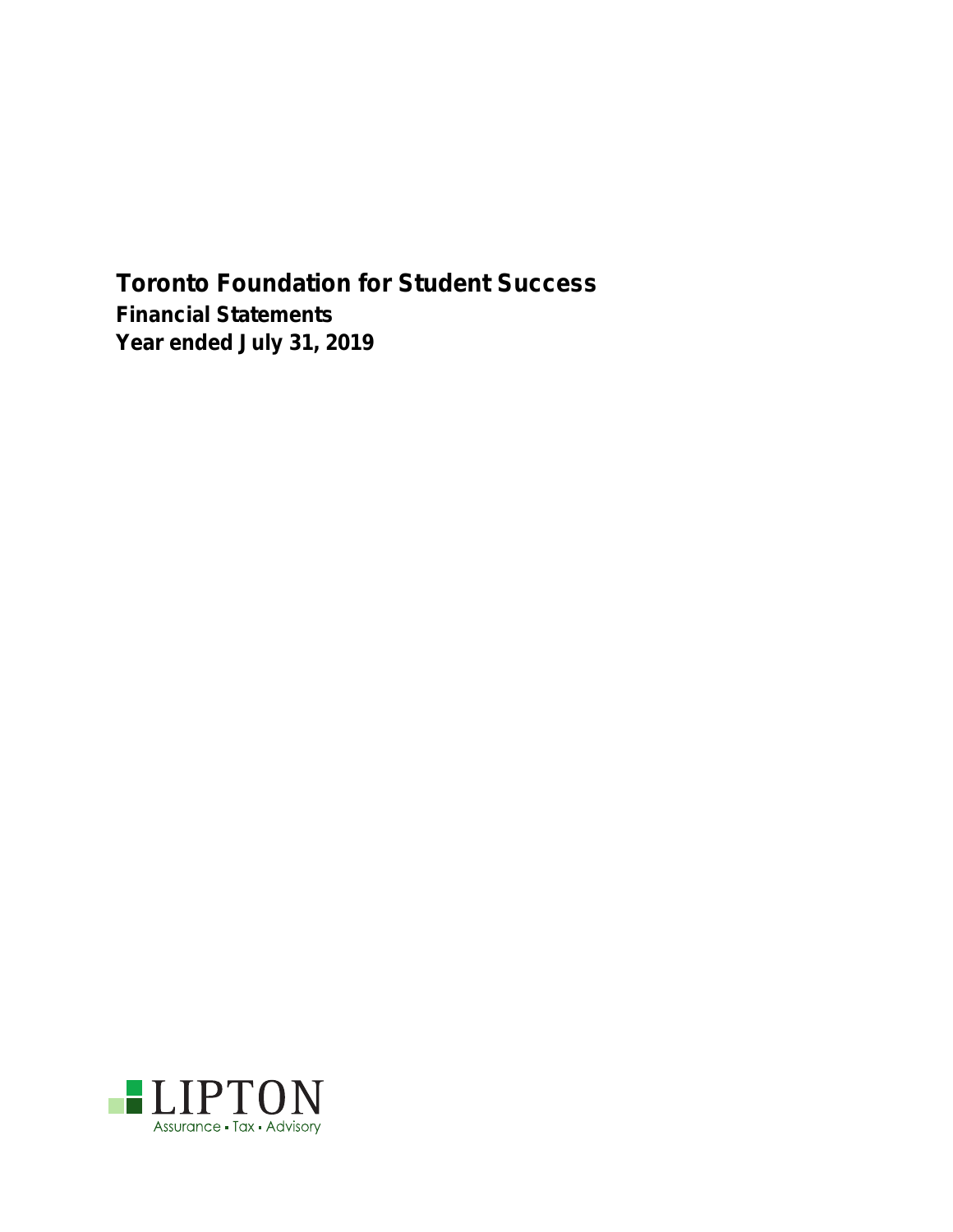# Toronto Foundation for Student Success

## Financial Statements

## Year ended July 31, 2019

LIPTON

Assurance • Tax • Advisory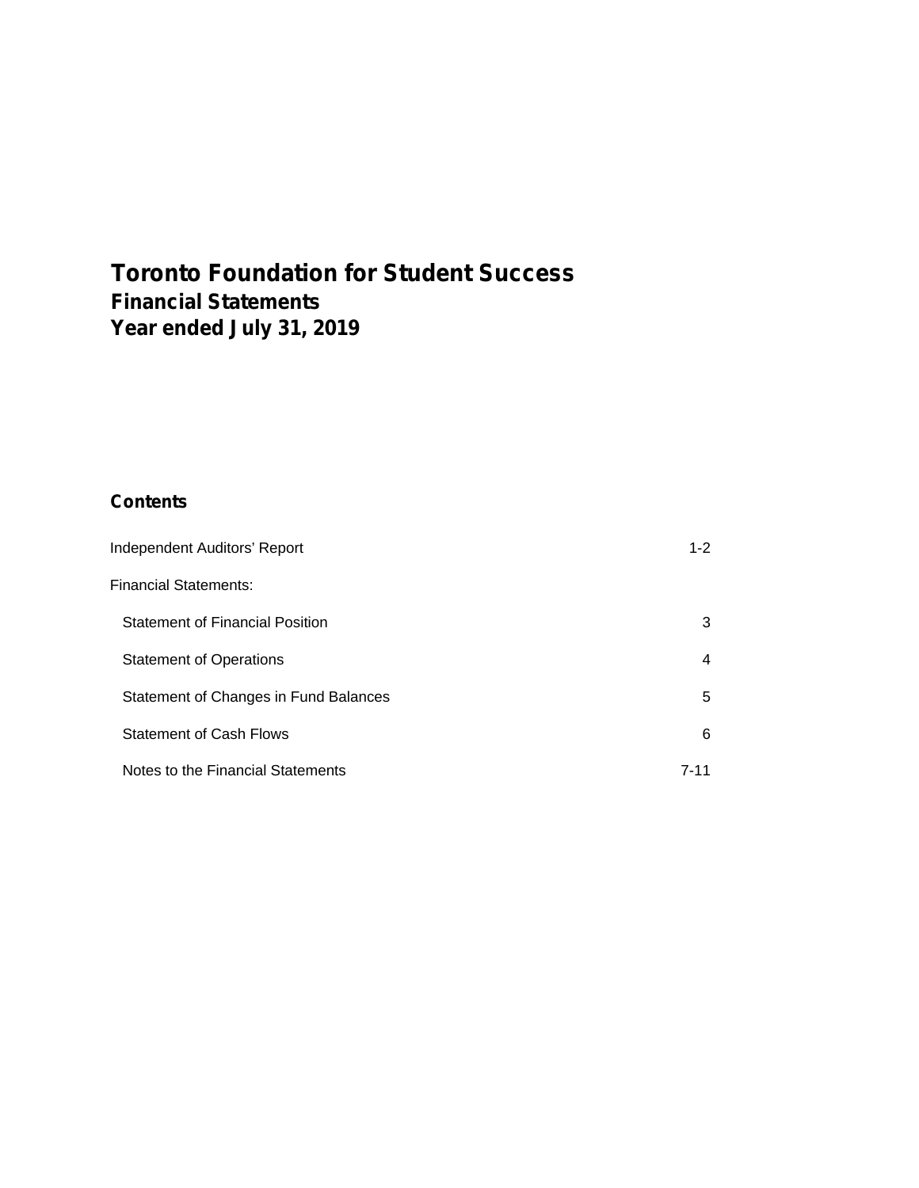# Toronto Foundation for Student Success

## Financial Statements

## Year ended July 31, 2019

### Contents

| | |
|---|---|
| Independent Auditors' Report | 1-2 |
| Financial Statements: | |
| Statement of Financial Position | 3 |
| Statement of Operations | 4 |
| Statement of Changes in Fund Balances | 5 |
| Statement of Cash Flows | 6 |
| Notes to the Financial Statements | 7-11 |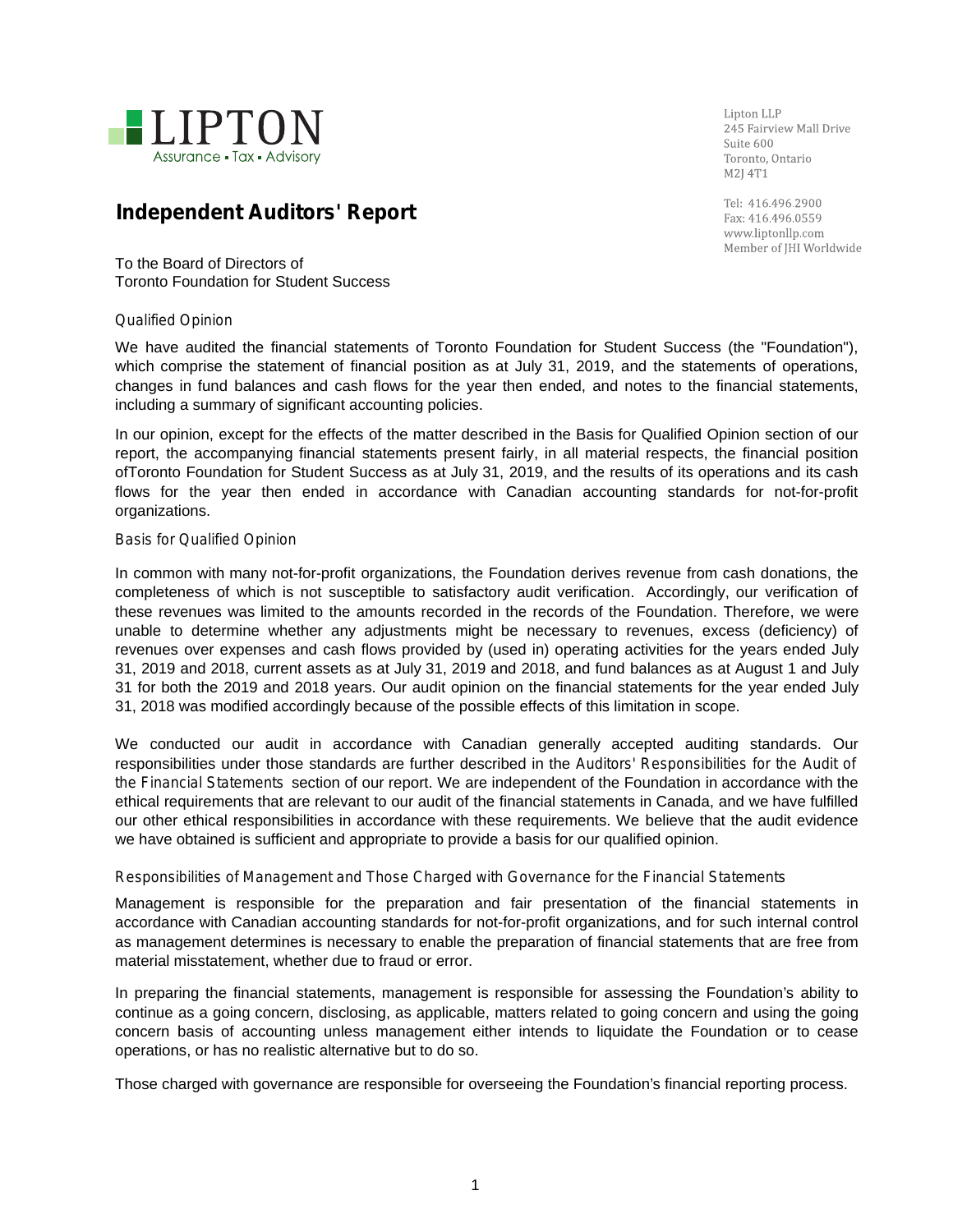LIPTON
Assurance • Tax • Advisory

Lipton LLP
245 Fairview Mall Drive
Suite 600
Toronto, Ontario
M2J 4T1

Tel: 416.496.2900
Fax: 416.496.0559
www.liptonllp.com
Member of JHI Worldwide

# Independent Auditors' Report

To the Board of Directors of
Toronto Foundation for Student Success

## Qualified Opinion

We have audited the financial statements of Toronto Foundation for Student Success (the "Foundation"), which comprise the statement of financial position as at July 31, 2019, and the statements of operations, changes in fund balances and cash flows for the year then ended, and notes to the financial statements, including a summary of significant accounting policies.

In our opinion, except for the effects of the matter described in the Basis for Qualified Opinion section of our report, the accompanying financial statements present fairly, in all material respects, the financial position ofToronto Foundation for Student Success as at July 31, 2019, and the results of its operations and its cash flows for the year then ended in accordance with Canadian accounting standards for not-for-profit organizations.

## Basis for Qualified Opinion

In common with many not-for-profit organizations, the Foundation derives revenue from cash donations, the completeness of which is not susceptible to satisfactory audit verification. Accordingly, our verification of these revenues was limited to the amounts recorded in the records of the Foundation. Therefore, we were unable to determine whether any adjustments might be necessary to revenues, excess (deficiency) of revenues over expenses and cash flows provided by (used in) operating activities for the years ended July 31, 2019 and 2018, current assets as at July 31, 2019 and 2018, and fund balances as at August 1 and July 31 for both the 2019 and 2018 years. Our audit opinion on the financial statements for the year ended July 31, 2018 was modified accordingly because of the possible effects of this limitation in scope.

We conducted our audit in accordance with Canadian generally accepted auditing standards. Our responsibilities under those standards are further described in the *Auditors' Responsibilities for the Audit of the Financial Statements* section of our report. We are independent of the Foundation in accordance with the ethical requirements that are relevant to our audit of the financial statements in Canada, and we have fulfilled our other ethical responsibilities in accordance with these requirements. We believe that the audit evidence we have obtained is sufficient and appropriate to provide a basis for our qualified opinion.

## Responsibilities of Management and Those Charged with Governance for the Financial Statements

Management is responsible for the preparation and fair presentation of the financial statements in accordance with Canadian accounting standards for not-for-profit organizations, and for such internal control as management determines is necessary to enable the preparation of financial statements that are free from material misstatement, whether due to fraud or error.

In preparing the financial statements, management is responsible for assessing the Foundation's ability to continue as a going concern, disclosing, as applicable, matters related to going concern and using the going concern basis of accounting unless management either intends to liquidate the Foundation or to cease operations, or has no realistic alternative but to do so.

Those charged with governance are responsible for overseeing the Foundation's financial reporting process.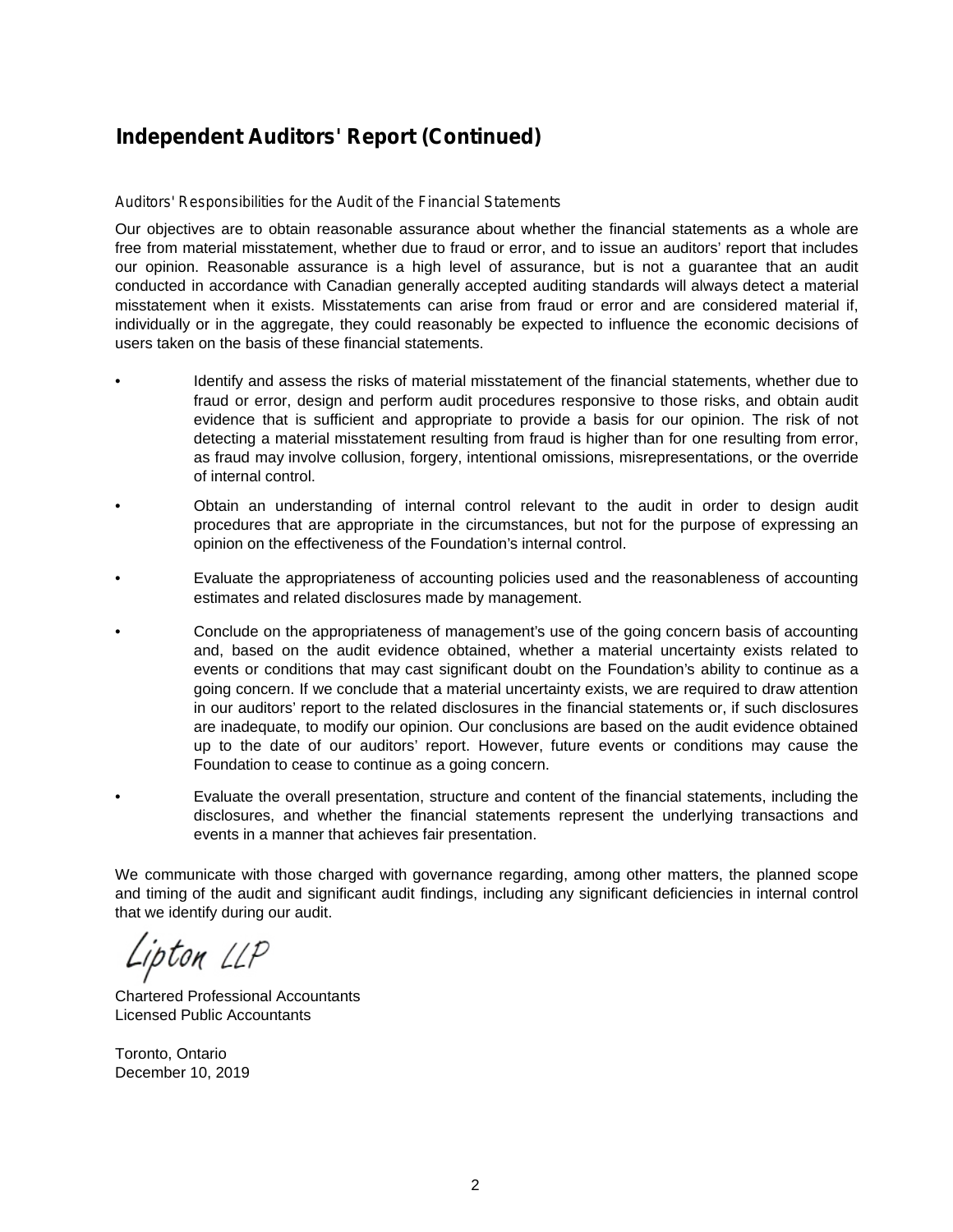## Independent Auditors' Report (Continued)

*Auditors' Responsibilities for the Audit of the Financial Statements*

Our objectives are to obtain reasonable assurance about whether the financial statements as a whole are free from material misstatement, whether due to fraud or error, and to issue an auditors' report that includes our opinion. Reasonable assurance is a high level of assurance, but is not a guarantee that an audit conducted in accordance with Canadian generally accepted auditing standards will always detect a material misstatement when it exists. Misstatements can arise from fraud or error and are considered material if, individually or in the aggregate, they could reasonably be expected to influence the economic decisions of users taken on the basis of these financial statements.

- Identify and assess the risks of material misstatement of the financial statements, whether due to fraud or error, design and perform audit procedures responsive to those risks, and obtain audit evidence that is sufficient and appropriate to provide a basis for our opinion. The risk of not detecting a material misstatement resulting from fraud is higher than for one resulting from error, as fraud may involve collusion, forgery, intentional omissions, misrepresentations, or the override of internal control.
- Obtain an understanding of internal control relevant to the audit in order to design audit procedures that are appropriate in the circumstances, but not for the purpose of expressing an opinion on the effectiveness of the Foundation's internal control.
- Evaluate the appropriateness of accounting policies used and the reasonableness of accounting estimates and related disclosures made by management.
- Conclude on the appropriateness of management's use of the going concern basis of accounting and, based on the audit evidence obtained, whether a material uncertainty exists related to events or conditions that may cast significant doubt on the Foundation's ability to continue as a going concern. If we conclude that a material uncertainty exists, we are required to draw attention in our auditors' report to the related disclosures in the financial statements or, if such disclosures are inadequate, to modify our opinion. Our conclusions are based on the audit evidence obtained up to the date of our auditors' report. However, future events or conditions may cause the Foundation to cease to continue as a going concern.
- Evaluate the overall presentation, structure and content of the financial statements, including the disclosures, and whether the financial statements represent the underlying transactions and events in a manner that achieves fair presentation.

We communicate with those charged with governance regarding, among other matters, the planned scope and timing of the audit and significant audit findings, including any significant deficiencies in internal control that we identify during our audit.

Lipton LLP

Chartered Professional Accountants
Licensed Public Accountants

Toronto, Ontario
December 10, 2019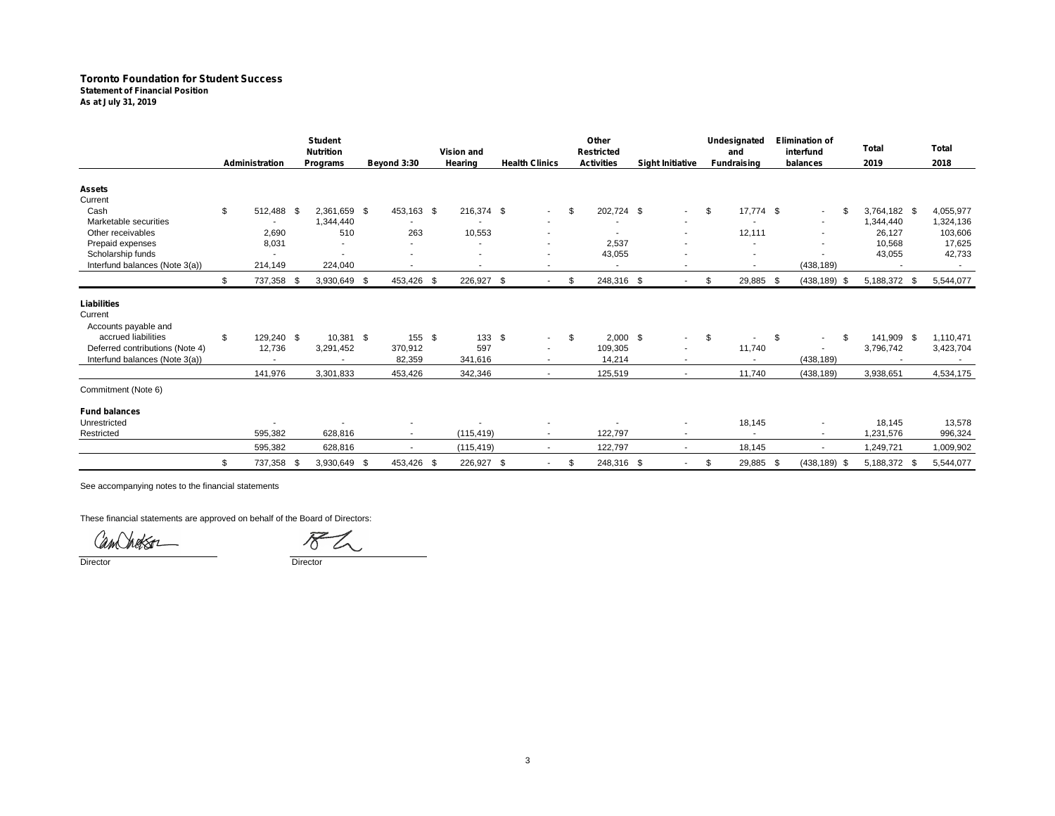# Toronto Foundation for Student Success

**Statement of Financial Position**

**As at July 31, 2019**

| | Administration | Student Nutrition Programs | Beyond 3:30 | Vision and Hearing | Health Clinics | Other Restricted Activities | Sight Initiative | Undesignated and Fundraising | Elimination of interfund balances | Total 2019 | Total 2018 |
|---|---|---|---|---|---|---|---|---|---|---|---|
| **Assets** | | | | | | | | | | | |
| Current | | | | | | | | | | | |
| Cash | $ 512,488 | $ 2,361,659 | $ 453,163 | $ 216,374 | $ - | $ 202,724 | $ - | $ 17,774 | $ - | $ 3,764,182 | $ 4,055,977 |
| Marketable securities | - | 1,344,440 | - | - | - | - | - | - | - | 1,344,440 | 1,324,136 |
| Other receivables | 2,690 | 510 | 263 | 10,553 | - | - | - | 12,111 | - | 26,127 | 103,606 |
| Prepaid expenses | 8,031 | - | - | - | - | 2,537 | - | - | - | 10,568 | 17,625 |
| Scholarship funds | - | - | - | - | - | 43,055 | - | - | - | 43,055 | 42,733 |
| Interfund balances (Note 3(a)) | 214,149 | 224,040 | - | - | - | - | - | - | (438,189) | - | - |
| | $ 737,358 | $ 3,930,649 | $ 453,426 | $ 226,927 | $ - | $ 248,316 | $ - | $ 29,885 | $ (438,189) | $ 5,188,372 | $ 5,544,077 |
| **Liabilities** | | | | | | | | | | | |
| Current | | | | | | | | | | | |
| Accounts payable and accrued liabilities | $ 129,240 | $ 10,381 | $ 155 | $ 133 | $ - | $ 2,000 | $ - | $ - | $ - | $ 141,909 | $ 1,110,471 |
| Deferred contributions (Note 4) | 12,736 | 3,291,452 | 370,912 | 597 | - | 109,305 | - | 11,740 | - | 3,796,742 | 3,423,704 |
| Interfund balances (Note 3(a)) | - | - | 82,359 | 341,616 | - | 14,214 | - | - | (438,189) | - | - |
| | 141,976 | 3,301,833 | 453,426 | 342,346 | - | 125,519 | - | 11,740 | (438,189) | 3,938,651 | 4,534,175 |
| Commitment (Note 6) | | | | | | | | | | | |
| **Fund balances** | | | | | | | | | | | |
| Unrestricted | - | - | - | - | - | - | - | 18,145 | - | 18,145 | 13,578 |
| Restricted | 595,382 | 628,816 | - | (115,419) | - | 122,797 | - | - | - | 1,231,576 | 996,324 |
| | 595,382 | 628,816 | - | (115,419) | - | 122,797 | - | 18,145 | - | 1,249,721 | 1,009,902 |
| | $ 737,358 | $ 3,930,649 | $ 453,426 | $ 226,927 | $ - | $ 248,316 | $ - | $ 29,885 | $ (438,189) | $ 5,188,372 | $ 5,544,077 |

See accompanying notes to the financial statements

These financial statements are approved on behalf of the Board of Directors:

Director

Director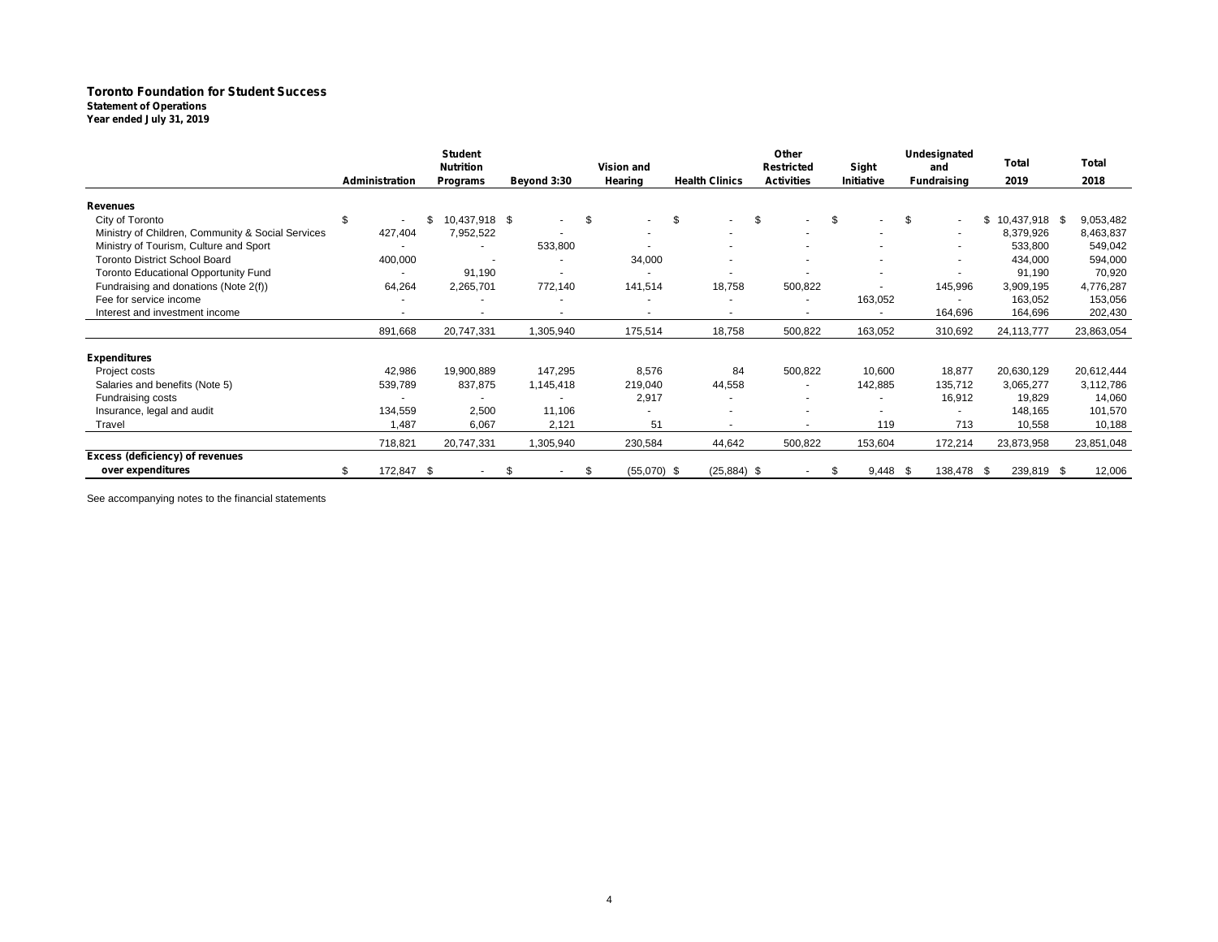**Toronto Foundation for Student Success**
**Statement of Operations**
**Year ended July 31, 2019**

| | Administration | Student Nutrition Programs | Beyond 3:30 | Vision and Hearing | Health Clinics | Other Restricted Activities | Sight Initiative | Undesignated and Fundraising | Total 2019 | Total 2018 |
|---|---|---|---|---|---|---|---|---|---|---|
| **Revenues** | | | | | | | | | | |
| City of Toronto | $ - | $ 10,437,918 | $ - | $ - | $ - | $ - | $ - | $ - | $ 10,437,918 | $ 9,053,482 |
| Ministry of Children, Community & Social Services | 427,404 | 7,952,522 | - | - | - | - | - | - | 8,379,926 | 8,463,837 |
| Ministry of Tourism, Culture and Sport | - | - | 533,800 | - | - | - | - | - | 533,800 | 549,042 |
| Toronto District School Board | 400,000 | - | - | 34,000 | - | - | - | - | 434,000 | 594,000 |
| Toronto Educational Opportunity Fund | - | 91,190 | - | - | - | - | - | - | 91,190 | 70,920 |
| Fundraising and donations (Note 2(f)) | 64,264 | 2,265,701 | 772,140 | 141,514 | 18,758 | 500,822 | - | 145,996 | 3,909,195 | 4,776,287 |
| Fee for service income | - | - | - | - | - | - | 163,052 | - | 163,052 | 153,056 |
| Interest and investment income | - | - | - | - | - | - | - | 164,696 | 164,696 | 202,430 |
| | 891,668 | 20,747,331 | 1,305,940 | 175,514 | 18,758 | 500,822 | 163,052 | 310,692 | 24,113,777 | 23,863,054 |
| **Expenditures** | | | | | | | | | | |
| Project costs | 42,986 | 19,900,889 | 147,295 | 8,576 | 84 | 500,822 | 10,600 | 18,877 | 20,630,129 | 20,612,444 |
| Salaries and benefits (Note 5) | 539,789 | 837,875 | 1,145,418 | 219,040 | 44,558 | - | 142,885 | 135,712 | 3,065,277 | 3,112,786 |
| Fundraising costs | - | - | - | 2,917 | - | - | - | 16,912 | 19,829 | 14,060 |
| Insurance, legal and audit | 134,559 | 2,500 | 11,106 | - | - | - | - | - | 148,165 | 101,570 |
| Travel | 1,487 | 6,067 | 2,121 | 51 | - | - | 119 | 713 | 10,558 | 10,188 |
| | 718,821 | 20,747,331 | 1,305,940 | 230,584 | 44,642 | 500,822 | 153,604 | 172,214 | 23,873,958 | 23,851,048 |
| **Excess (deficiency) of revenues over expenditures** | $ 172,847 | $ - | $ - | $ (55,070) | $ (25,884) | $ - | $ 9,448 | $ 138,478 | $ 239,819 | $ 12,006 |

See accompanying notes to the financial statements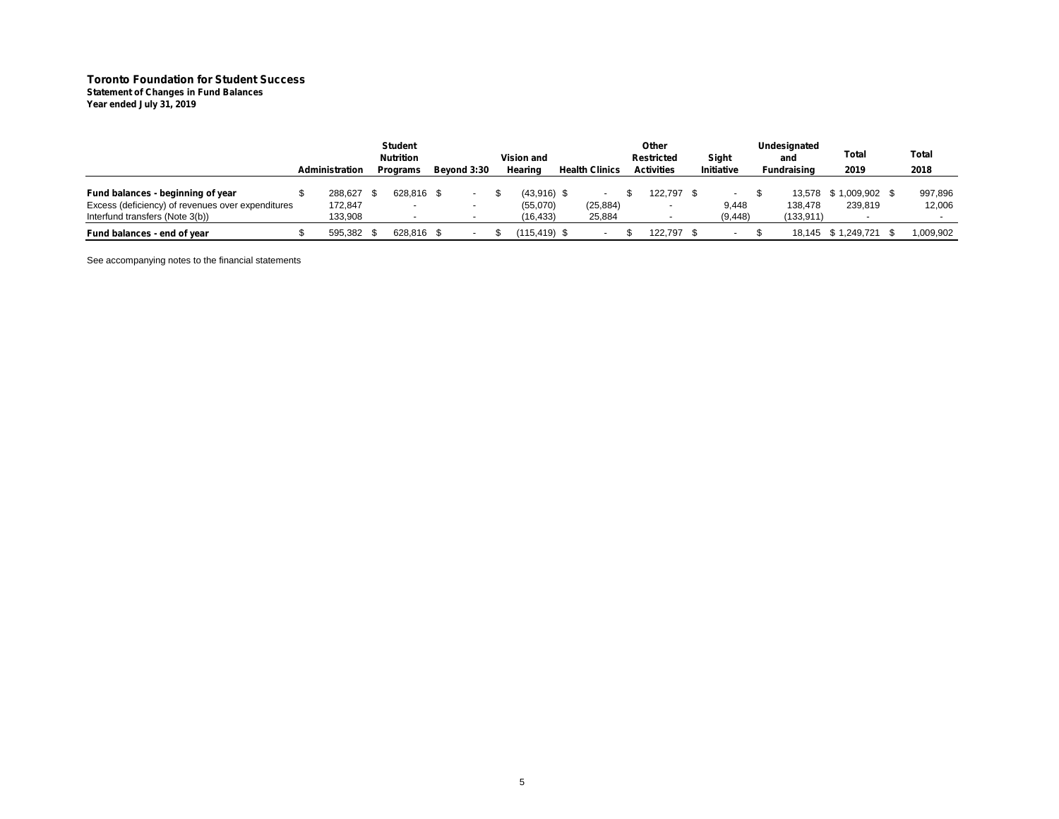**Toronto Foundation for Student Success**
**Statement of Changes in Fund Balances**
**Year ended July 31, 2019**

| | Administration | Student Nutrition Programs | Beyond 3:30 | Vision and Hearing | Health Clinics | Other Restricted Activities | Sight Initiative | Undesignated and Fundraising | Total 2019 | Total 2018 |
|---|---|---|---|---|---|---|---|---|---|---|
| **Fund balances - beginning of year** | $ 288,627 | $ 628,816 | $ - | $ (43,916) | $ - | $ 122,797 | $ - | $ 13,578 | $ 1,009,902 | $ 997,896 |
| Excess (deficiency) of revenues over expenditures | 172,847 | - | - | (55,070) | (25,884) | - | 9,448 | 138,478 | 239,819 | 12,006 |
| Interfund transfers (Note 3(b)) | 133,908 | - | - | (16,433) | 25,884 | - | (9,448) | (133,911) | - | - |
| **Fund balances - end of year** | $ 595,382 | $ 628,816 | $ - | $ (115,419) | $ - | $ 122,797 | $ - | $ 18,145 | $ 1,249,721 | $ 1,009,902 |

See accompanying notes to the financial statements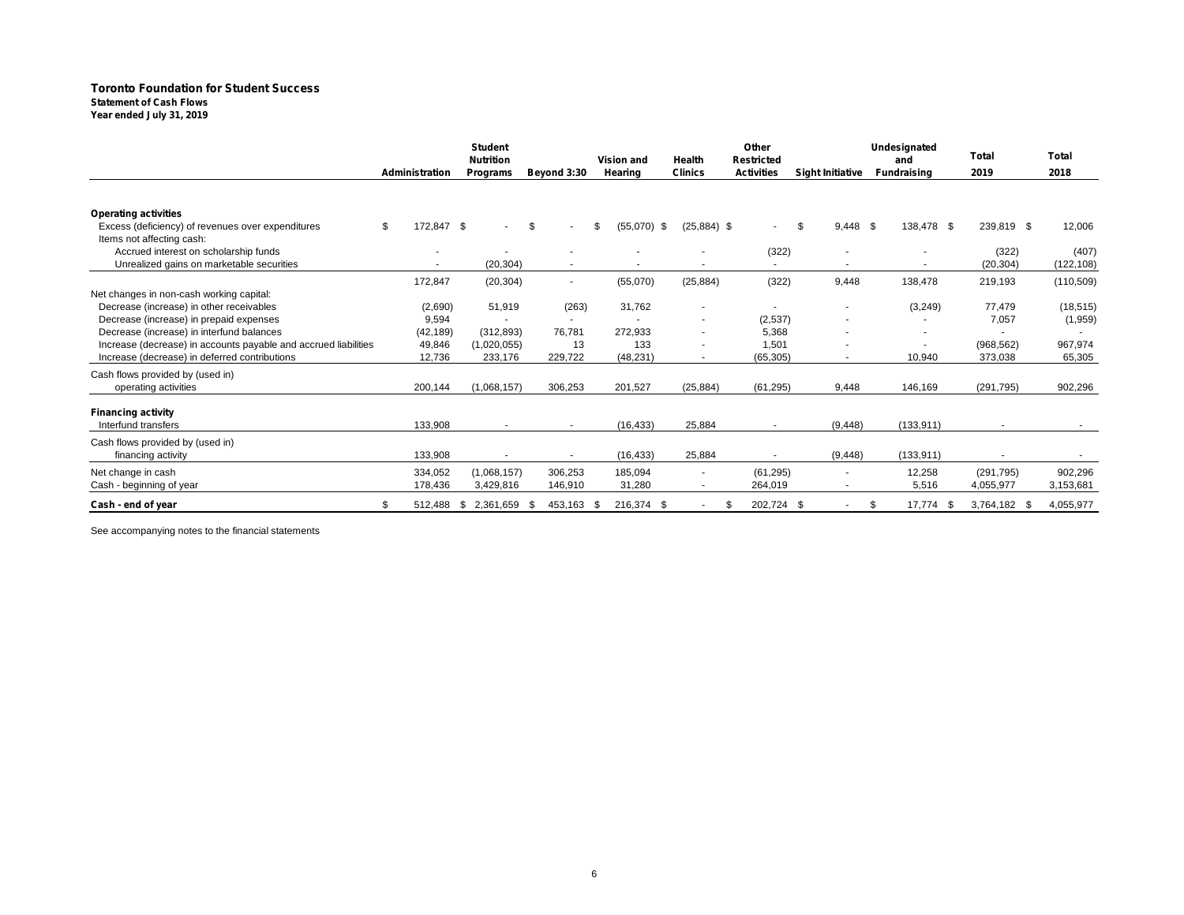**Toronto Foundation for Student Success**
**Statement of Cash Flows**
**Year ended July 31, 2019**

| | Administration | Student Nutrition Programs | Beyond 3:30 | Vision and Hearing | Health Clinics | Other Restricted Activities | Sight Initiative | Undesignated and Fundraising | Total 2019 | Total 2018 |
|---|---|---|---|---|---|---|---|---|---|---|
| **Operating activities** | | | | | | | | | | |
| Excess (deficiency) of revenues over expenditures | $ 172,847 | $ - | $ - | $ (55,070) | $ (25,884) | $ - | $ 9,448 | $ 138,478 | $ 239,819 | $ 12,006 |
| Items not affecting cash: | | | | | | | | | | |
| Accrued interest on scholarship funds | - | - | - | - | - | (322) | - | - | (322) | (407) |
| Unrealized gains on marketable securities | - | (20,304) | - | - | - | - | - | - | (20,304) | (122,108) |
| | 172,847 | (20,304) | - | (55,070) | (25,884) | (322) | 9,448 | 138,478 | 219,193 | (110,509) |
| Net changes in non-cash working capital: | | | | | | | | | | |
| Decrease (increase) in other receivables | (2,690) | 51,919 | (263) | 31,762 | - | - | - | (3,249) | 77,479 | (18,515) |
| Decrease (increase) in prepaid expenses | 9,594 | - | - | - | - | (2,537) | - | - | 7,057 | (1,959) |
| Decrease (increase) in interfund balances | (42,189) | (312,893) | 76,781 | 272,933 | - | 5,368 | - | - | - | - |
| Increase (decrease) in accounts payable and accrued liabilities | 49,846 | (1,020,055) | 13 | 133 | - | 1,501 | - | - | (968,562) | 967,974 |
| Increase (decrease) in deferred contributions | 12,736 | 233,176 | 229,722 | (48,231) | - | (65,305) | - | 10,940 | 373,038 | 65,305 |
| Cash flows provided by (used in) operating activities | 200,144 | (1,068,157) | 306,253 | 201,527 | (25,884) | (61,295) | 9,448 | 146,169 | (291,795) | 902,296 |
| **Financing activity** | | | | | | | | | | |
| Interfund transfers | 133,908 | - | - | (16,433) | 25,884 | - | (9,448) | (133,911) | - | - |
| Cash flows provided by (used in) financing activity | 133,908 | - | - | (16,433) | 25,884 | - | (9,448) | (133,911) | - | - |
| Net change in cash | 334,052 | (1,068,157) | 306,253 | 185,094 | - | (61,295) | - | 12,258 | (291,795) | 902,296 |
| Cash - beginning of year | 178,436 | 3,429,816 | 146,910 | 31,280 | - | 264,019 | - | 5,516 | 4,055,977 | 3,153,681 |
| **Cash - end of year** | $ 512,488 | $ 2,361,659 | $ 453,163 | $ 216,374 | $ - | $ 202,724 | $ - | $ 17,774 | $ 3,764,182 | $ 4,055,977 |

See accompanying notes to the financial statements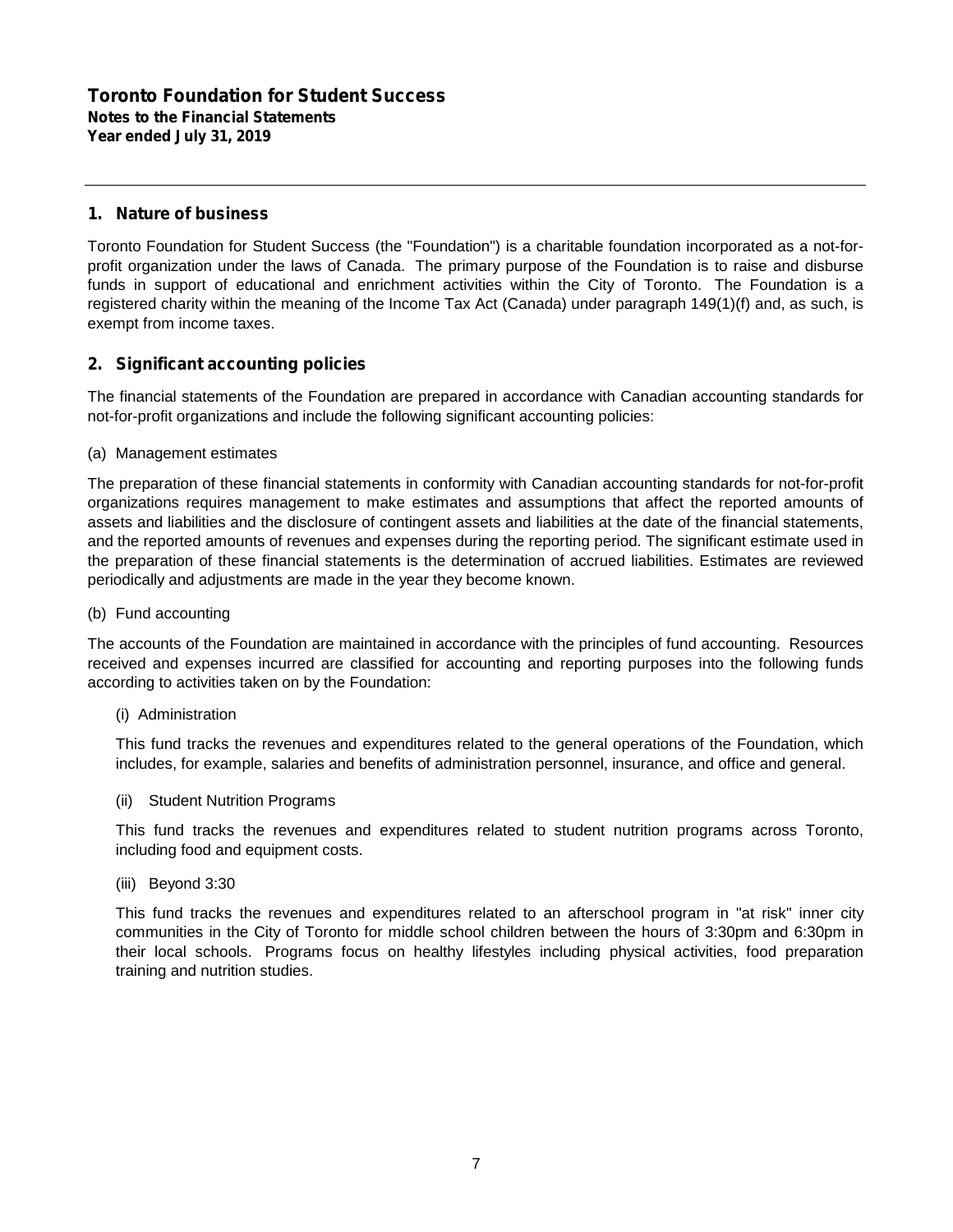**Toronto Foundation for Student Success**
**Notes to the Financial Statements**
**Year ended July 31, 2019**

## 1. Nature of business

Toronto Foundation for Student Success (the "Foundation") is a charitable foundation incorporated as a not-for-profit organization under the laws of Canada. The primary purpose of the Foundation is to raise and disburse funds in support of educational and enrichment activities within the City of Toronto. The Foundation is a registered charity within the meaning of the Income Tax Act (Canada) under paragraph 149(1)(f) and, as such, is exempt from income taxes.

## 2. Significant accounting policies

The financial statements of the Foundation are prepared in accordance with Canadian accounting standards for not-for-profit organizations and include the following significant accounting policies:

(a) Management estimates

The preparation of these financial statements in conformity with Canadian accounting standards for not-for-profit organizations requires management to make estimates and assumptions that affect the reported amounts of assets and liabilities and the disclosure of contingent assets and liabilities at the date of the financial statements, and the reported amounts of revenues and expenses during the reporting period. The significant estimate used in the preparation of these financial statements is the determination of accrued liabilities. Estimates are reviewed periodically and adjustments are made in the year they become known.

(b) Fund accounting

The accounts of the Foundation are maintained in accordance with the principles of fund accounting. Resources received and expenses incurred are classified for accounting and reporting purposes into the following funds according to activities taken on by the Foundation:

(i) Administration

This fund tracks the revenues and expenditures related to the general operations of the Foundation, which includes, for example, salaries and benefits of administration personnel, insurance, and office and general.

(ii) Student Nutrition Programs

This fund tracks the revenues and expenditures related to student nutrition programs across Toronto, including food and equipment costs.

(iii) Beyond 3:30

This fund tracks the revenues and expenditures related to an afterschool program in "at risk" inner city communities in the City of Toronto for middle school children between the hours of 3:30pm and 6:30pm in their local schools. Programs focus on healthy lifestyles including physical activities, food preparation training and nutrition studies.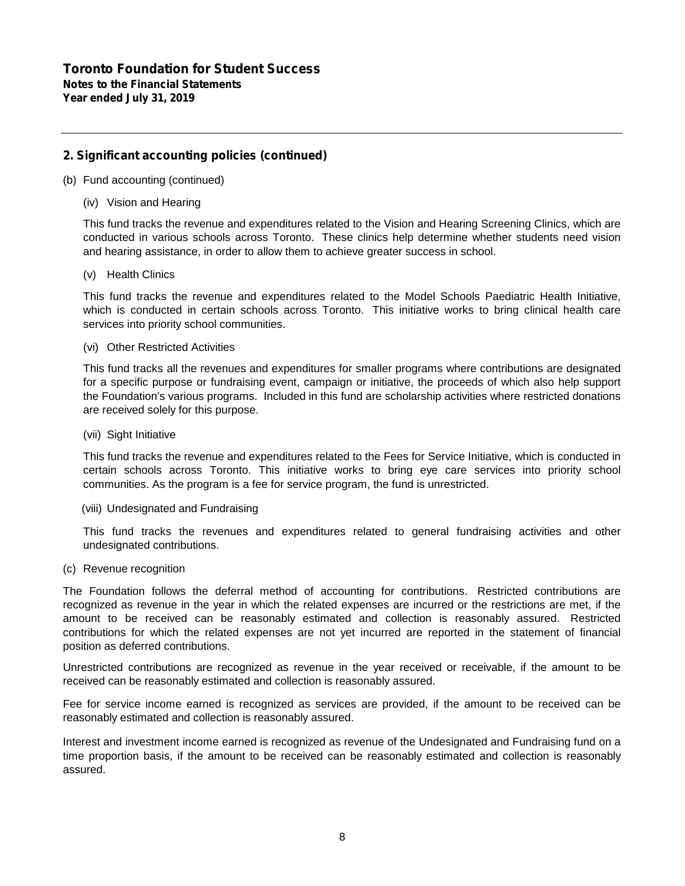# Toronto Foundation for Student Success

**Notes to the Financial Statements**
**Year ended July 31, 2019**

## 2. Significant accounting policies (continued)

(b) Fund accounting (continued)

(iv) Vision and Hearing

This fund tracks the revenue and expenditures related to the Vision and Hearing Screening Clinics, which are conducted in various schools across Toronto. These clinics help determine whether students need vision and hearing assistance, in order to allow them to achieve greater success in school.

(v) Health Clinics

This fund tracks the revenue and expenditures related to the Model Schools Paediatric Health Initiative, which is conducted in certain schools across Toronto. This initiative works to bring clinical health care services into priority school communities.

(vi) Other Restricted Activities

This fund tracks all the revenues and expenditures for smaller programs where contributions are designated for a specific purpose or fundraising event, campaign or initiative, the proceeds of which also help support the Foundation's various programs. Included in this fund are scholarship activities where restricted donations are received solely for this purpose.

(vii) Sight Initiative

This fund tracks the revenue and expenditures related to the Fees for Service Initiative, which is conducted in certain schools across Toronto. This initiative works to bring eye care services into priority school communities. As the program is a fee for service program, the fund is unrestricted.

(viii) Undesignated and Fundraising

This fund tracks the revenues and expenditures related to general fundraising activities and other undesignated contributions.

(c) Revenue recognition

The Foundation follows the deferral method of accounting for contributions. Restricted contributions are recognized as revenue in the year in which the related expenses are incurred or the restrictions are met, if the amount to be received can be reasonably estimated and collection is reasonably assured. Restricted contributions for which the related expenses are not yet incurred are reported in the statement of financial position as deferred contributions.

Unrestricted contributions are recognized as revenue in the year received or receivable, if the amount to be received can be reasonably estimated and collection is reasonably assured.

Fee for service income earned is recognized as services are provided, if the amount to be received can be reasonably estimated and collection is reasonably assured.

Interest and investment income earned is recognized as revenue of the Undesignated and Fundraising fund on a time proportion basis, if the amount to be received can be reasonably estimated and collection is reasonably assured.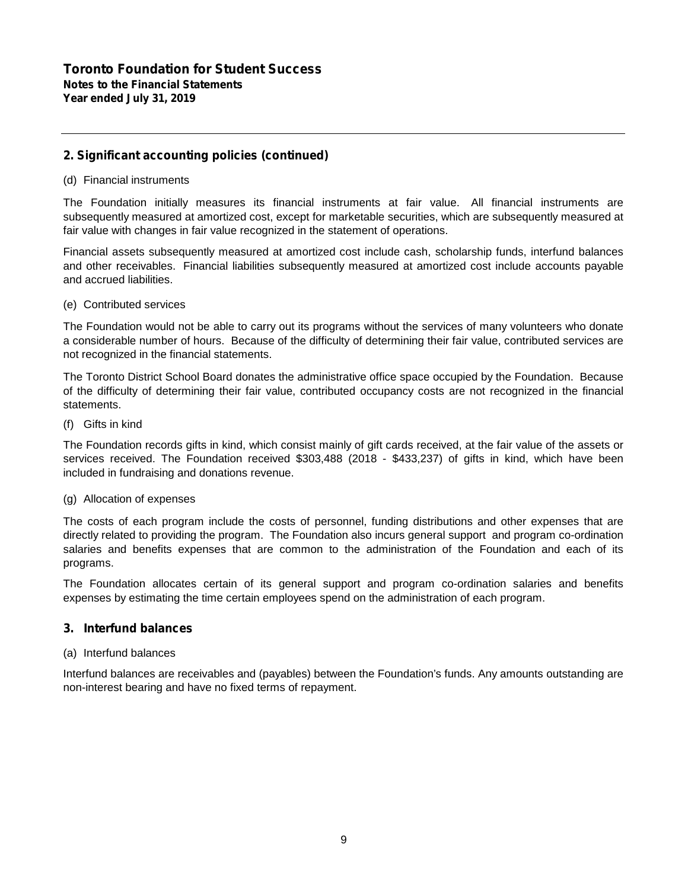# Toronto Foundation for Student Success
**Notes to the Financial Statements**
**Year ended July 31, 2019**

## 2. Significant accounting policies (continued)

(d) Financial instruments

The Foundation initially measures its financial instruments at fair value. All financial instruments are subsequently measured at amortized cost, except for marketable securities, which are subsequently measured at fair value with changes in fair value recognized in the statement of operations.

Financial assets subsequently measured at amortized cost include cash, scholarship funds, interfund balances and other receivables. Financial liabilities subsequently measured at amortized cost include accounts payable and accrued liabilities.

(e) Contributed services

The Foundation would not be able to carry out its programs without the services of many volunteers who donate a considerable number of hours. Because of the difficulty of determining their fair value, contributed services are not recognized in the financial statements.

The Toronto District School Board donates the administrative office space occupied by the Foundation. Because of the difficulty of determining their fair value, contributed occupancy costs are not recognized in the financial statements.

(f) Gifts in kind

The Foundation records gifts in kind, which consist mainly of gift cards received, at the fair value of the assets or services received. The Foundation received $303,488 (2018 - $433,237) of gifts in kind, which have been included in fundraising and donations revenue.

(g) Allocation of expenses

The costs of each program include the costs of personnel, funding distributions and other expenses that are directly related to providing the program. The Foundation also incurs general support and program co-ordination salaries and benefits expenses that are common to the administration of the Foundation and each of its programs.

The Foundation allocates certain of its general support and program co-ordination salaries and benefits expenses by estimating the time certain employees spend on the administration of each program.

## 3. Interfund balances

(a) Interfund balances

Interfund balances are receivables and (payables) between the Foundation's funds. Any amounts outstanding are non-interest bearing and have no fixed terms of repayment.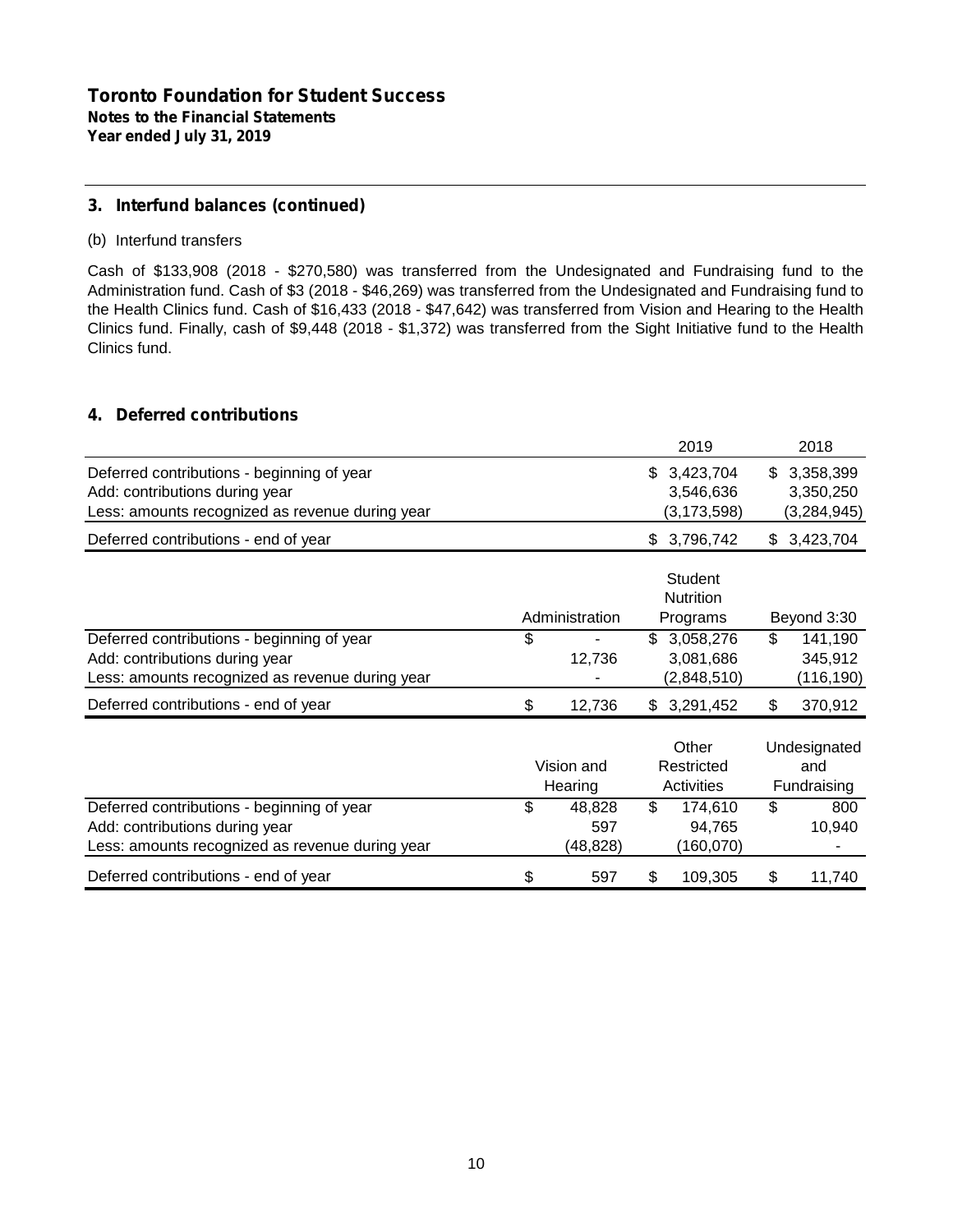# Toronto Foundation for Student Success

**Notes to the Financial Statements**
**Year ended July 31, 2019**

## 3. Interfund balances (continued)

(b) Interfund transfers

Cash of $133,908 (2018 - $270,580) was transferred from the Undesignated and Fundraising fund to the Administration fund. Cash of $3 (2018 - $46,269) was transferred from the Undesignated and Fundraising fund to the Health Clinics fund. Cash of $16,433 (2018 - $47,642) was transferred from Vision and Hearing to the Health Clinics fund. Finally, cash of $9,448 (2018 - $1,372) was transferred from the Sight Initiative fund to the Health Clinics fund.

## 4. Deferred contributions

| | 2019 | 2018 |
|---|---|---|
| Deferred contributions - beginning of year | $ 3,423,704 | $ 3,358,399 |
| Add: contributions during year | 3,546,636 | 3,350,250 |
| Less: amounts recognized as revenue during year | (3,173,598) | (3,284,945) |
| Deferred contributions - end of year | $ 3,796,742 | $ 3,423,704 |

| | Administration | Student Nutrition Programs | Beyond 3:30 |
|---|---|---|---|
| Deferred contributions - beginning of year | $ - | $ 3,058,276 | $ 141,190 |
| Add: contributions during year | 12,736 | 3,081,686 | 345,912 |
| Less: amounts recognized as revenue during year | - | (2,848,510) | (116,190) |
| Deferred contributions - end of year | $ 12,736 | $ 3,291,452 | $ 370,912 |

| | Vision and Hearing | Other Restricted Activities | Undesignated and Fundraising |
|---|---|---|---|
| Deferred contributions - beginning of year | $ 48,828 | $ 174,610 | $ 800 |
| Add: contributions during year | 597 | 94,765 | 10,940 |
| Less: amounts recognized as revenue during year | (48,828) | (160,070) | - |
| Deferred contributions - end of year | $ 597 | $ 109,305 | $ 11,740 |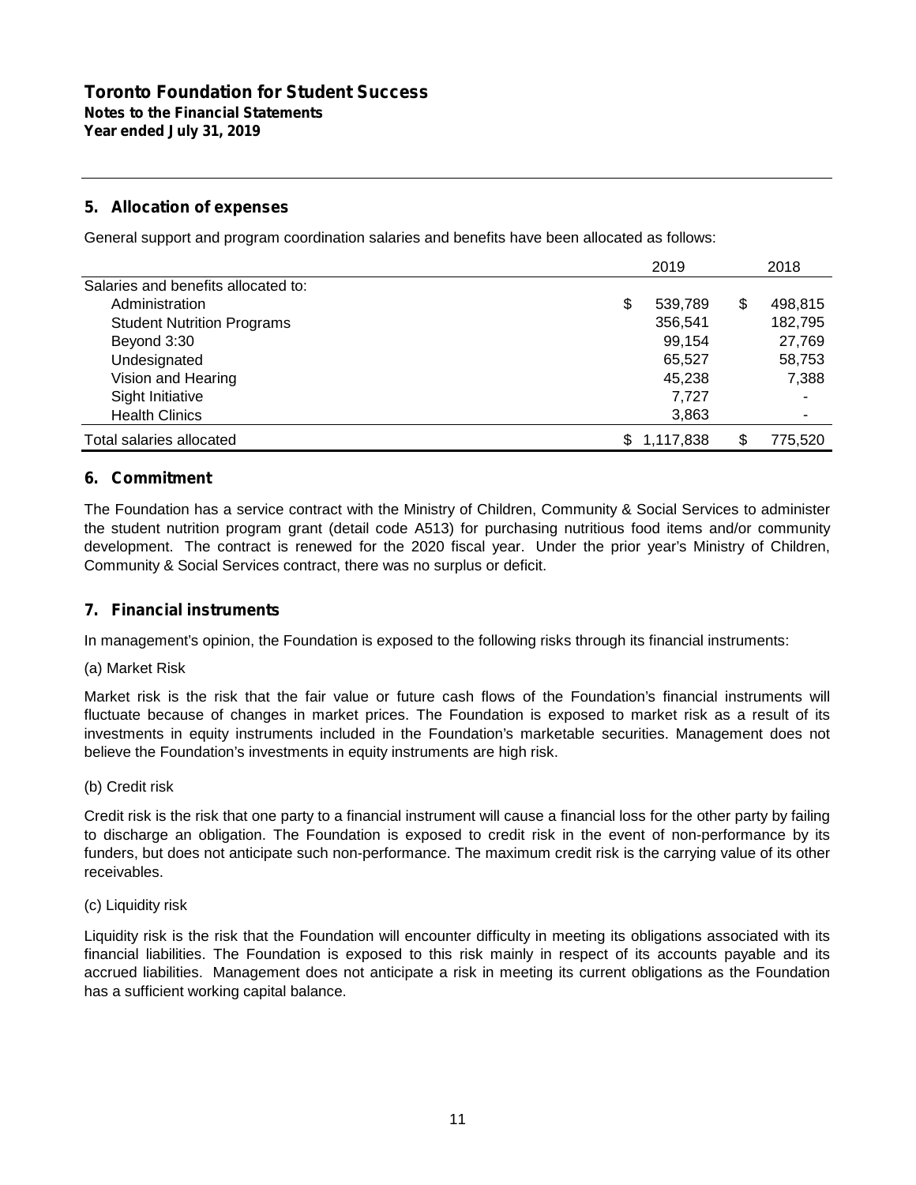# Toronto Foundation for Student Success

**Notes to the Financial Statements**
**Year ended July 31, 2019**

## 5. Allocation of expenses

General support and program coordination salaries and benefits have been allocated as follows:

| | 2019 | 2018 |
|---|---|---|
| Salaries and benefits allocated to: | | |
| Administration | $ 539,789 | $ 498,815 |
| Student Nutrition Programs | 356,541 | 182,795 |
| Beyond 3:30 | 99,154 | 27,769 |
| Undesignated | 65,527 | 58,753 |
| Vision and Hearing | 45,238 | 7,388 |
| Sight Initiative | 7,727 | - |
| Health Clinics | 3,863 | - |
| Total salaries allocated | $ 1,117,838 | $ 775,520 |

## 6. Commitment

The Foundation has a service contract with the Ministry of Children, Community & Social Services to administer the student nutrition program grant (detail code A513) for purchasing nutritious food items and/or community development. The contract is renewed for the 2020 fiscal year. Under the prior year's Ministry of Children, Community & Social Services contract, there was no surplus or deficit.

## 7. Financial instruments

In management's opinion, the Foundation is exposed to the following risks through its financial instruments:

(a) Market Risk

Market risk is the risk that the fair value or future cash flows of the Foundation's financial instruments will fluctuate because of changes in market prices. The Foundation is exposed to market risk as a result of its investments in equity instruments included in the Foundation's marketable securities. Management does not believe the Foundation's investments in equity instruments are high risk.

(b) Credit risk

Credit risk is the risk that one party to a financial instrument will cause a financial loss for the other party by failing to discharge an obligation. The Foundation is exposed to credit risk in the event of non-performance by its funders, but does not anticipate such non-performance. The maximum credit risk is the carrying value of its other receivables.

(c) Liquidity risk

Liquidity risk is the risk that the Foundation will encounter difficulty in meeting its obligations associated with its financial liabilities. The Foundation is exposed to this risk mainly in respect of its accounts payable and its accrued liabilities. Management does not anticipate a risk in meeting its current obligations as the Foundation has a sufficient working capital balance.